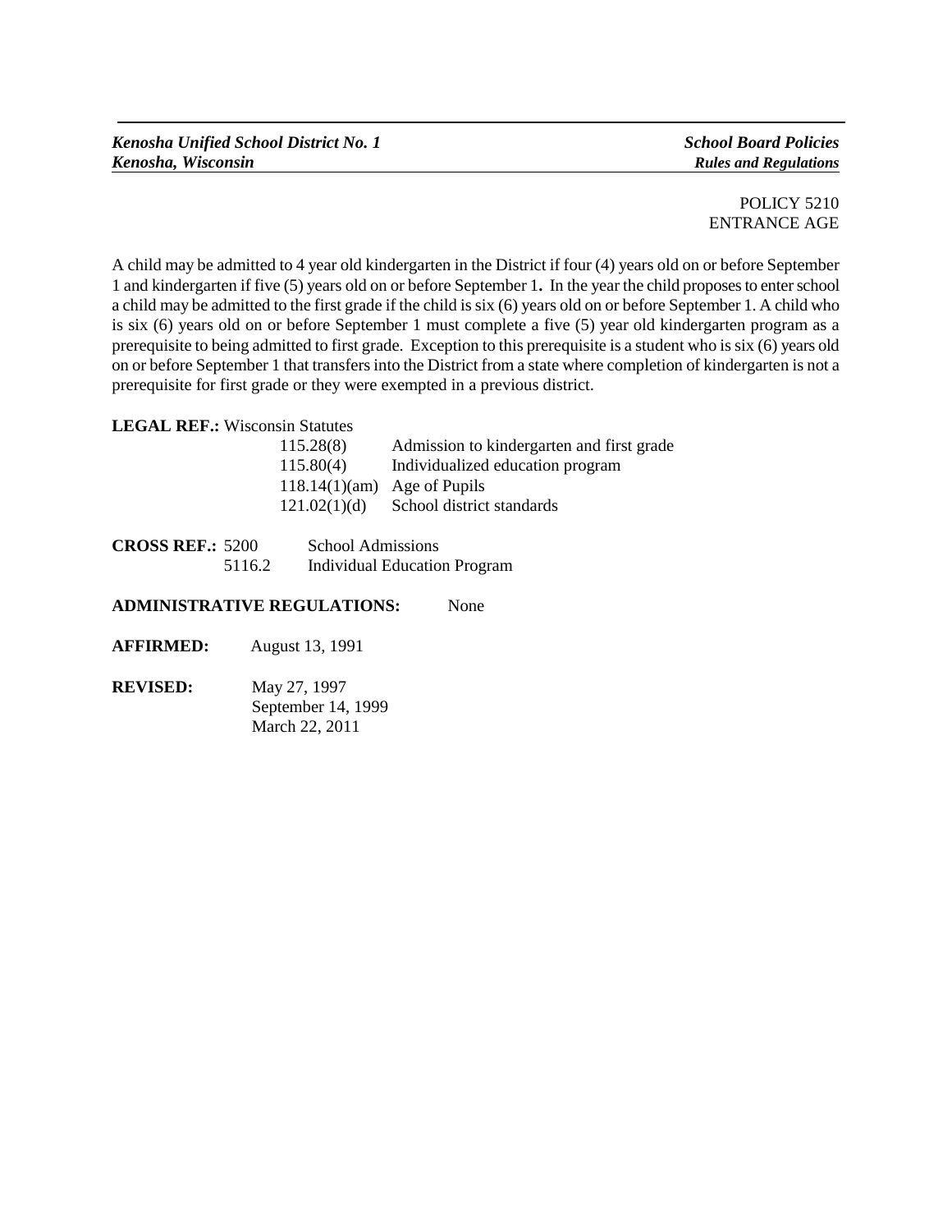*Kenosha Unified School District No. 1*
*Kenosha, Wisconsin*

*School Board Policies*
*Rules and Regulations*

POLICY 5210
ENTRANCE AGE

A child may be admitted to 4 year old kindergarten in the District if four (4) years old on or before September 1 and kindergarten if five (5) years old on or before September 1**.** In the year the child proposes to enter school a child may be admitted to the first grade if the child is six (6) years old on or before September 1. A child who is six (6) years old on or before September 1 must complete a five (5) year old kindergarten program as a prerequisite to being admitted to first grade. Exception to this prerequisite is a student who is six (6) years old on or before September 1 that transfers into the District from a state where completion of kindergarten is not a prerequisite for first grade or they were exempted in a previous district.

**LEGAL REF.:** Wisconsin Statutes

| | |
|---|---|
| 115.28(8) | Admission to kindergarten and first grade |
| 115.80(4) | Individualized education program |
| 118.14(1)(am) | Age of Pupils |
| 121.02(1)(d) | School district standards |

**CROSS REF.:**

| | |
|---|---|
| 5200 | School Admissions |
| 5116.2 | Individual Education Program |

**ADMINISTRATIVE REGULATIONS:** None

**AFFIRMED:** August 13, 1991

**REVISED:** May 27, 1997
September 14, 1999
March 22, 2011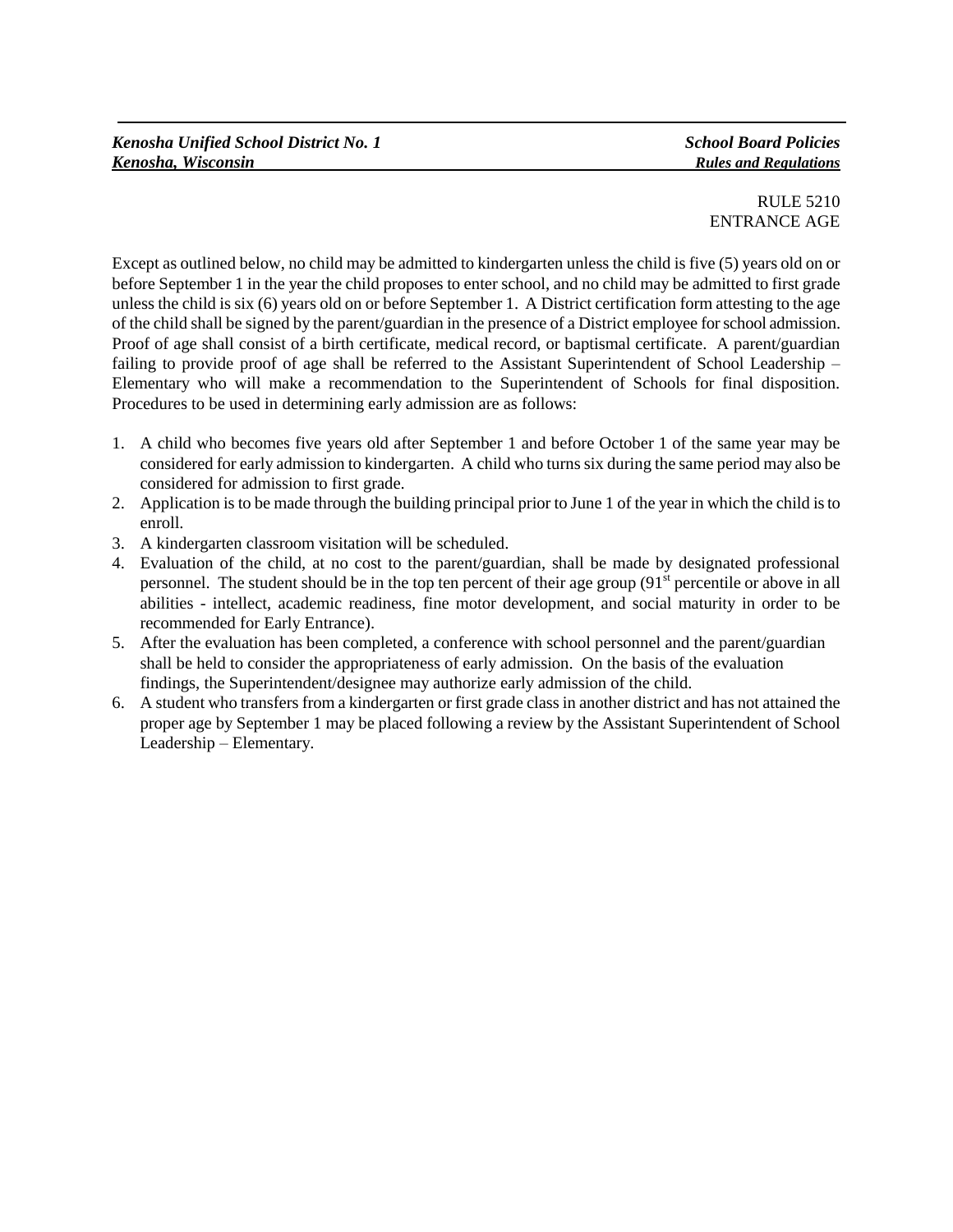RULE 5210
ENTRANCE AGE

Except as outlined below, no child may be admitted to kindergarten unless the child is five (5) years old on or before September 1 in the year the child proposes to enter school, and no child may be admitted to first grade unless the child is six (6) years old on or before September 1. A District certification form attesting to the age of the child shall be signed by the parent/guardian in the presence of a District employee for school admission. Proof of age shall consist of a birth certificate, medical record, or baptismal certificate. A parent/guardian failing to provide proof of age shall be referred to the Assistant Superintendent of School Leadership – Elementary who will make a recommendation to the Superintendent of Schools for final disposition. Procedures to be used in determining early admission are as follows:

1. A child who becomes five years old after September 1 and before October 1 of the same year may be considered for early admission to kindergarten. A child who turns six during the same period may also be considered for admission to first grade.
2. Application is to be made through the building principal prior to June 1 of the year in which the child is to enroll.
3. A kindergarten classroom visitation will be scheduled.
4. Evaluation of the child, at no cost to the parent/guardian, shall be made by designated professional personnel. The student should be in the top ten percent of their age group (91st percentile or above in all abilities - intellect, academic readiness, fine motor development, and social maturity in order to be recommended for Early Entrance).
5. After the evaluation has been completed, a conference with school personnel and the parent/guardian shall be held to consider the appropriateness of early admission. On the basis of the evaluation findings, the Superintendent/designee may authorize early admission of the child.
6. A student who transfers from a kindergarten or first grade class in another district and has not attained the proper age by September 1 may be placed following a review by the Assistant Superintendent of School Leadership – Elementary.